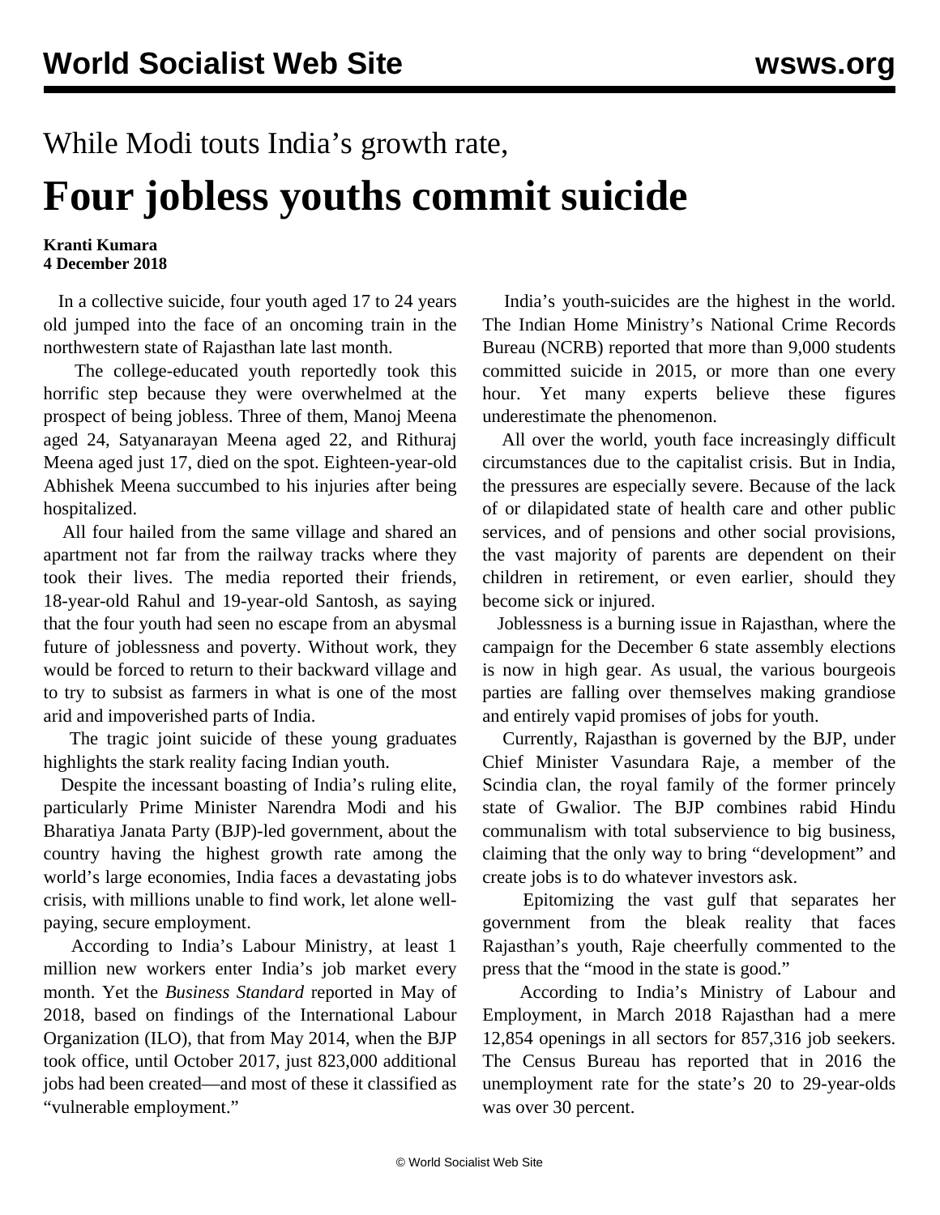While Modi touts India's growth rate,

# Four jobless youths commit suicide

**Kranti Kumara**
**4 December 2018**

In a collective suicide, four youth aged 17 to 24 years old jumped into the face of an oncoming train in the northwestern state of Rajasthan late last month.

The college-educated youth reportedly took this horrific step because they were overwhelmed at the prospect of being jobless. Three of them, Manoj Meena aged 24, Satyanarayan Meena aged 22, and Rithuraj Meena aged just 17, died on the spot. Eighteen-year-old Abhishek Meena succumbed to his injuries after being hospitalized.

All four hailed from the same village and shared an apartment not far from the railway tracks where they took their lives. The media reported their friends, 18-year-old Rahul and 19-year-old Santosh, as saying that the four youth had seen no escape from an abysmal future of joblessness and poverty. Without work, they would be forced to return to their backward village and to try to subsist as farmers in what is one of the most arid and impoverished parts of India.

The tragic joint suicide of these young graduates highlights the stark reality facing Indian youth.

Despite the incessant boasting of India's ruling elite, particularly Prime Minister Narendra Modi and his Bharatiya Janata Party (BJP)-led government, about the country having the highest growth rate among the world's large economies, India faces a devastating jobs crisis, with millions unable to find work, let alone well-paying, secure employment.

According to India's Labour Ministry, at least 1 million new workers enter India's job market every month. Yet the *Business Standard* reported in May of 2018, based on findings of the International Labour Organization (ILO), that from May 2014, when the BJP took office, until October 2017, just 823,000 additional jobs had been created—and most of these it classified as "vulnerable employment."

India's youth-suicides are the highest in the world. The Indian Home Ministry's National Crime Records Bureau (NCRB) reported that more than 9,000 students committed suicide in 2015, or more than one every hour. Yet many experts believe these figures underestimate the phenomenon.

All over the world, youth face increasingly difficult circumstances due to the capitalist crisis. But in India, the pressures are especially severe. Because of the lack of or dilapidated state of health care and other public services, and of pensions and other social provisions, the vast majority of parents are dependent on their children in retirement, or even earlier, should they become sick or injured.

Joblessness is a burning issue in Rajasthan, where the campaign for the December 6 state assembly elections is now in high gear. As usual, the various bourgeois parties are falling over themselves making grandiose and entirely vapid promises of jobs for youth.

Currently, Rajasthan is governed by the BJP, under Chief Minister Vasundara Raje, a member of the Scindia clan, the royal family of the former princely state of Gwalior. The BJP combines rabid Hindu communalism with total subservience to big business, claiming that the only way to bring "development" and create jobs is to do whatever investors ask.

Epitomizing the vast gulf that separates her government from the bleak reality that faces Rajasthan's youth, Raje cheerfully commented to the press that the "mood in the state is good."

According to India's Ministry of Labour and Employment, in March 2018 Rajasthan had a mere 12,854 openings in all sectors for 857,316 job seekers. The Census Bureau has reported that in 2016 the unemployment rate for the state's 20 to 29-year-olds was over 30 percent.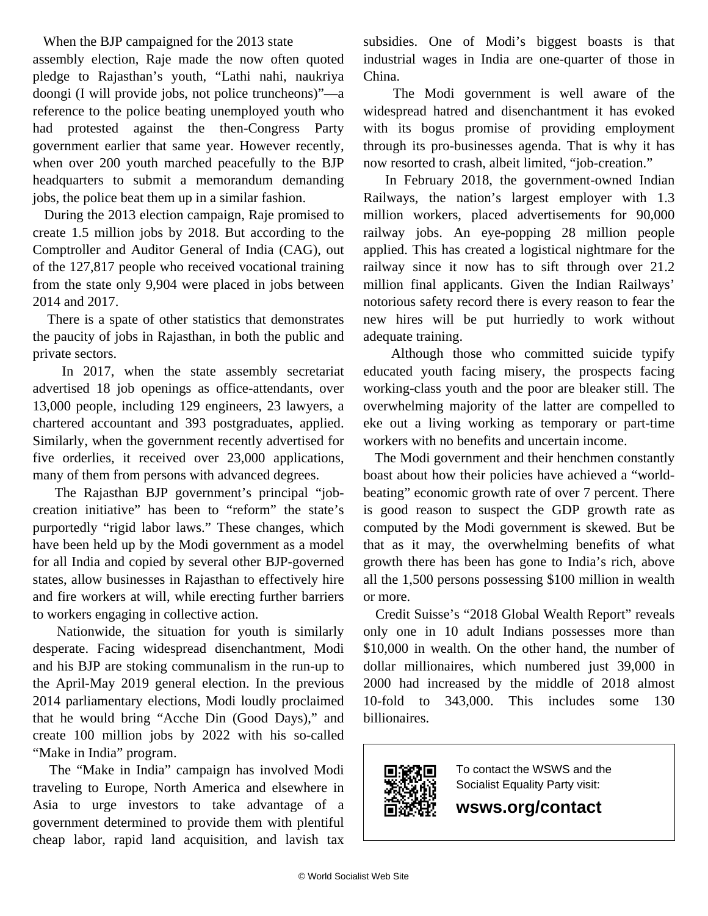When the BJP campaigned for the 2013 state assembly election, Raje made the now often quoted pledge to Rajasthan's youth, "Lathi nahi, naukriya doongi (I will provide jobs, not police truncheons)"—a reference to the police beating unemployed youth who had protested against the then-Congress Party government earlier that same year. However recently, when over 200 youth marched peacefully to the BJP headquarters to submit a memorandum demanding jobs, the police beat them up in a similar fashion.

During the 2013 election campaign, Raje promised to create 1.5 million jobs by 2018. But according to the Comptroller and Auditor General of India (CAG), out of the 127,817 people who received vocational training from the state only 9,904 were placed in jobs between 2014 and 2017.

There is a spate of other statistics that demonstrates the paucity of jobs in Rajasthan, in both the public and private sectors.

In 2017, when the state assembly secretariat advertised 18 job openings as office-attendants, over 13,000 people, including 129 engineers, 23 lawyers, a chartered accountant and 393 postgraduates, applied. Similarly, when the government recently advertised for five orderlies, it received over 23,000 applications, many of them from persons with advanced degrees.

The Rajasthan BJP government's principal "job-creation initiative" has been to "reform" the state's purportedly "rigid labor laws." These changes, which have been held up by the Modi government as a model for all India and copied by several other BJP-governed states, allow businesses in Rajasthan to effectively hire and fire workers at will, while erecting further barriers to workers engaging in collective action.

Nationwide, the situation for youth is similarly desperate. Facing widespread disenchantment, Modi and his BJP are stoking communalism in the run-up to the April-May 2019 general election. In the previous 2014 parliamentary elections, Modi loudly proclaimed that he would bring "Acche Din (Good Days)," and create 100 million jobs by 2022 with his so-called "Make in India" program.

The "Make in India" campaign has involved Modi traveling to Europe, North America and elsewhere in Asia to urge investors to take advantage of a government determined to provide them with plentiful cheap labor, rapid land acquisition, and lavish tax subsidies. One of Modi's biggest boasts is that industrial wages in India are one-quarter of those in China.

The Modi government is well aware of the widespread hatred and disenchantment it has evoked with its bogus promise of providing employment through its pro-businesses agenda. That is why it has now resorted to crash, albeit limited, "job-creation."

In February 2018, the government-owned Indian Railways, the nation's largest employer with 1.3 million workers, placed advertisements for 90,000 railway jobs. An eye-popping 28 million people applied. This has created a logistical nightmare for the railway since it now has to sift through over 21.2 million final applicants. Given the Indian Railways' notorious safety record there is every reason to fear the new hires will be put hurriedly to work without adequate training.

Although those who committed suicide typify educated youth facing misery, the prospects facing working-class youth and the poor are bleaker still. The overwhelming majority of the latter are compelled to eke out a living working as temporary or part-time workers with no benefits and uncertain income.

The Modi government and their henchmen constantly boast about how their policies have achieved a "world-beating" economic growth rate of over 7 percent. There is good reason to suspect the GDP growth rate as computed by the Modi government is skewed. But be that as it may, the overwhelming benefits of what growth there has been has gone to India's rich, above all the 1,500 persons possessing $100 million in wealth or more.

Credit Suisse's "2018 Global Wealth Report" reveals only one in 10 adult Indians possesses more than $10,000 in wealth. On the other hand, the number of dollar millionaires, which numbered just 39,000 in 2000 had increased by the middle of 2018 almost 10-fold to 343,000. This includes some 130 billionaires.

To contact the WSWS and the Socialist Equality Party visit:

**wsws.org/contact**